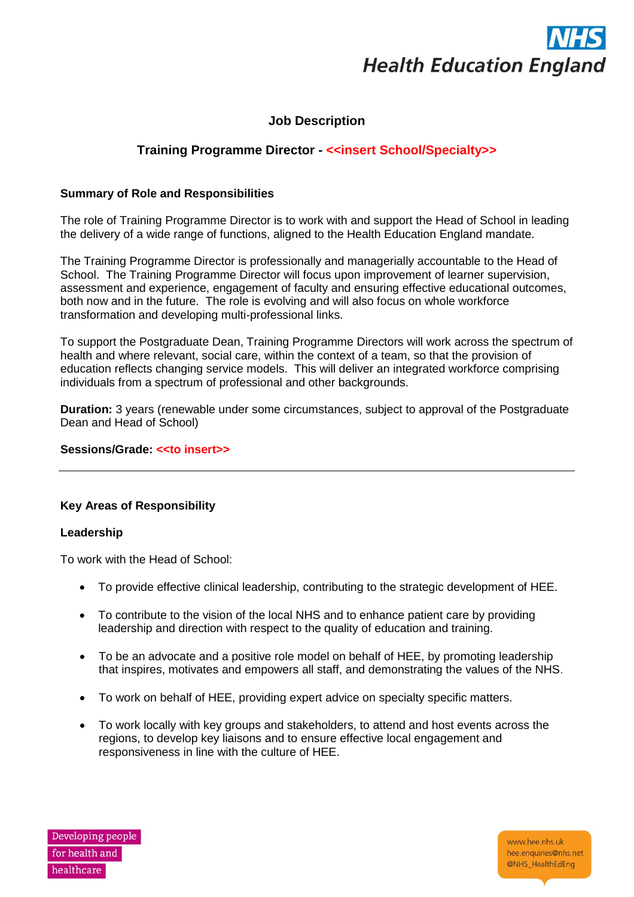# Job Description

## Training Programme Director - <<insert School/Specialty>>

### Summary of Role and Responsibilities

The role of Training Programme Director is to work with and support the Head of School in leading the delivery of a wide range of functions, aligned to the Health Education England mandate.

The Training Programme Director is professionally and managerially accountable to the Head of School. The Training Programme Director will focus upon improvement of learner supervision, assessment and experience, engagement of faculty and ensuring effective educational outcomes, both now and in the future. The role is evolving and will also focus on whole workforce transformation and developing multi-professional links.

To support the Postgraduate Dean, Training Programme Directors will work across the spectrum of health and where relevant, social care, within the context of a team, so that the provision of education reflects changing service models. This will deliver an integrated workforce comprising individuals from a spectrum of professional and other backgrounds.

**Duration:** 3 years (renewable under some circumstances, subject to approval of the Postgraduate Dean and Head of School)

**Sessions/Grade: <<to insert>>**

---

### Key Areas of Responsibility

#### Leadership

To work with the Head of School:

- To provide effective clinical leadership, contributing to the strategic development of HEE.
- To contribute to the vision of the local NHS and to enhance patient care by providing leadership and direction with respect to the quality of education and training.
- To be an advocate and a positive role model on behalf of HEE, by promoting leadership that inspires, motivates and empowers all staff, and demonstrating the values of the NHS.
- To work on behalf of HEE, providing expert advice on specialty specific matters.
- To work locally with key groups and stakeholders, to attend and host events across the regions, to develop key liaisons and to ensure effective local engagement and responsiveness in line with the culture of HEE.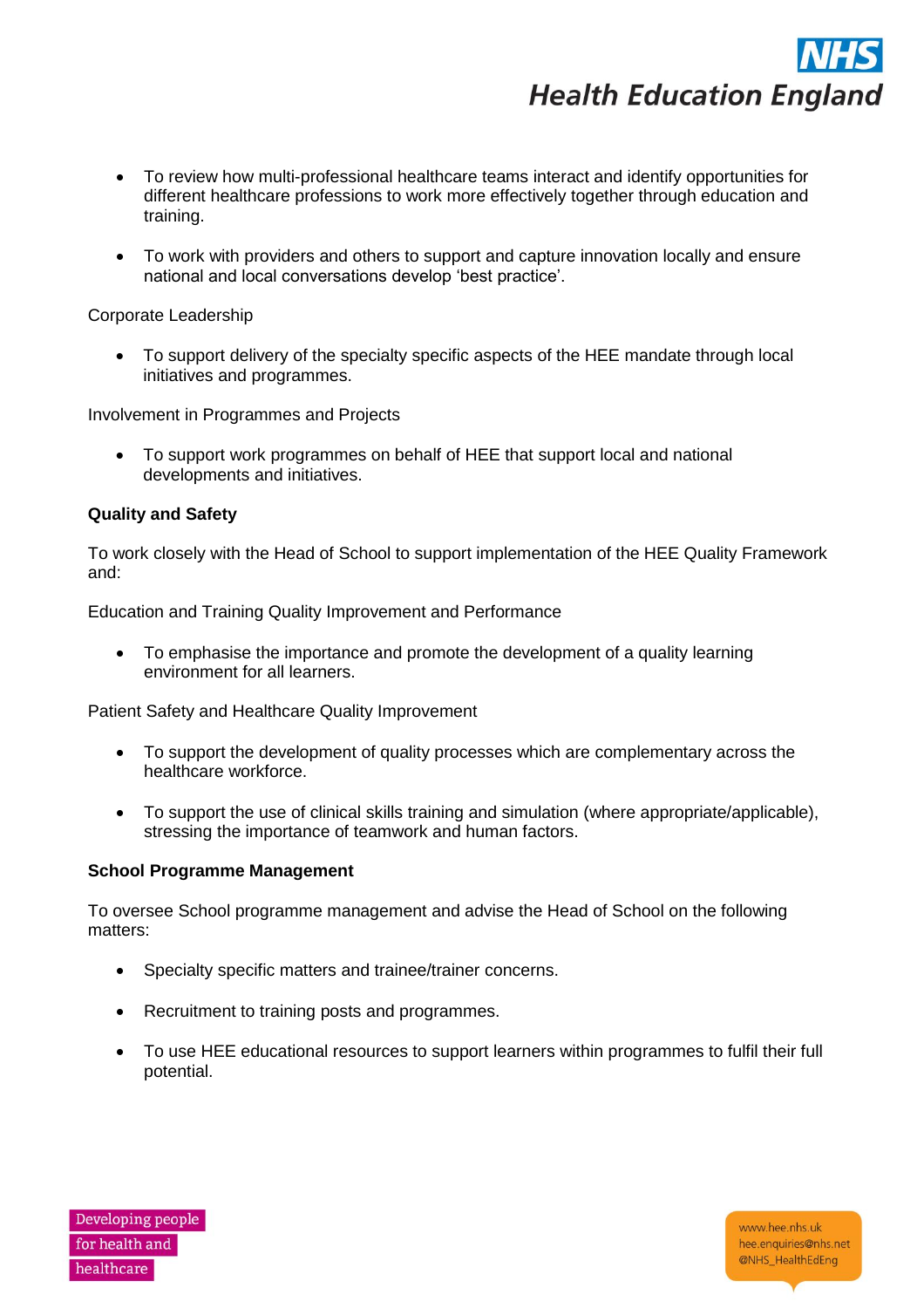- To review how multi-professional healthcare teams interact and identify opportunities for different healthcare professions to work more effectively together through education and training.

- To work with providers and others to support and capture innovation locally and ensure national and local conversations develop 'best practice'.

Corporate Leadership

- To support delivery of the specialty specific aspects of the HEE mandate through local initiatives and programmes.

Involvement in Programmes and Projects

- To support work programmes on behalf of HEE that support local and national developments and initiatives.

**Quality and Safety**

To work closely with the Head of School to support implementation of the HEE Quality Framework and:

Education and Training Quality Improvement and Performance

- To emphasise the importance and promote the development of a quality learning environment for all learners.

Patient Safety and Healthcare Quality Improvement

- To support the development of quality processes which are complementary across the healthcare workforce.

- To support the use of clinical skills training and simulation (where appropriate/applicable), stressing the importance of teamwork and human factors.

**School Programme Management**

To oversee School programme management and advise the Head of School on the following matters:

- Specialty specific matters and trainee/trainer concerns.

- Recruitment to training posts and programmes.

- To use HEE educational resources to support learners within programmes to fulfil their full potential.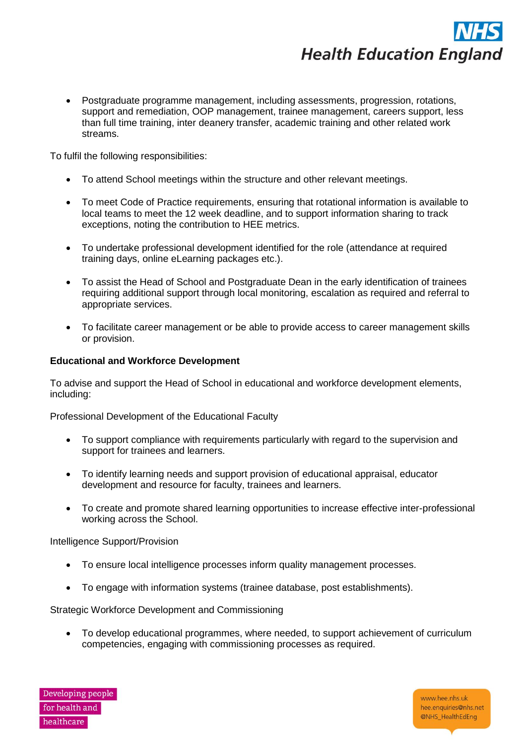- Postgraduate programme management, including assessments, progression, rotations, support and remediation, OOP management, trainee management, careers support, less than full time training, inter deanery transfer, academic training and other related work streams.

To fulfil the following responsibilities:

- To attend School meetings within the structure and other relevant meetings.
- To meet Code of Practice requirements, ensuring that rotational information is available to local teams to meet the 12 week deadline, and to support information sharing to track exceptions, noting the contribution to HEE metrics.
- To undertake professional development identified for the role (attendance at required training days, online eLearning packages etc.).
- To assist the Head of School and Postgraduate Dean in the early identification of trainees requiring additional support through local monitoring, escalation as required and referral to appropriate services.
- To facilitate career management or be able to provide access to career management skills or provision.

**Educational and Workforce Development**

To advise and support the Head of School in educational and workforce development elements, including:

Professional Development of the Educational Faculty

- To support compliance with requirements particularly with regard to the supervision and support for trainees and learners.
- To identify learning needs and support provision of educational appraisal, educator development and resource for faculty, trainees and learners.
- To create and promote shared learning opportunities to increase effective inter-professional working across the School.

Intelligence Support/Provision

- To ensure local intelligence processes inform quality management processes.
- To engage with information systems (trainee database, post establishments).

Strategic Workforce Development and Commissioning

- To develop educational programmes, where needed, to support achievement of curriculum competencies, engaging with commissioning processes as required.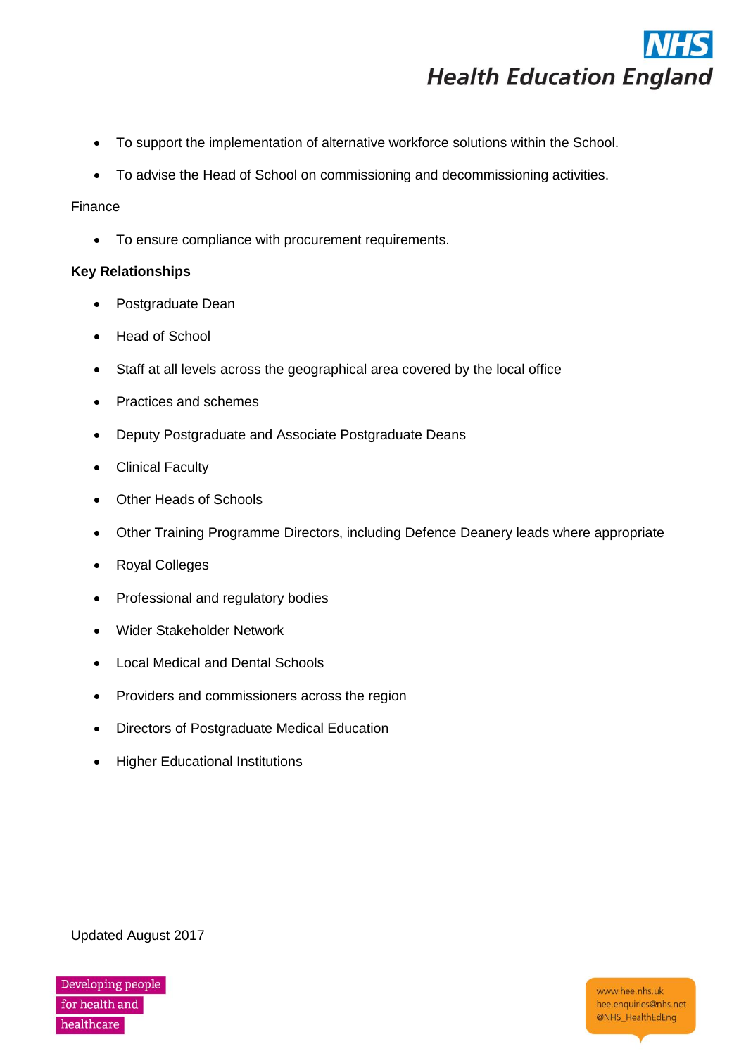- To support the implementation of alternative workforce solutions within the School.
- To advise the Head of School on commissioning and decommissioning activities.

Finance

- To ensure compliance with procurement requirements.

**Key Relationships**

- Postgraduate Dean
- Head of School
- Staff at all levels across the geographical area covered by the local office
- Practices and schemes
- Deputy Postgraduate and Associate Postgraduate Deans
- Clinical Faculty
- Other Heads of Schools
- Other Training Programme Directors, including Defence Deanery leads where appropriate
- Royal Colleges
- Professional and regulatory bodies
- Wider Stakeholder Network
- Local Medical and Dental Schools
- Providers and commissioners across the region
- Directors of Postgraduate Medical Education
- Higher Educational Institutions

Updated August 2017